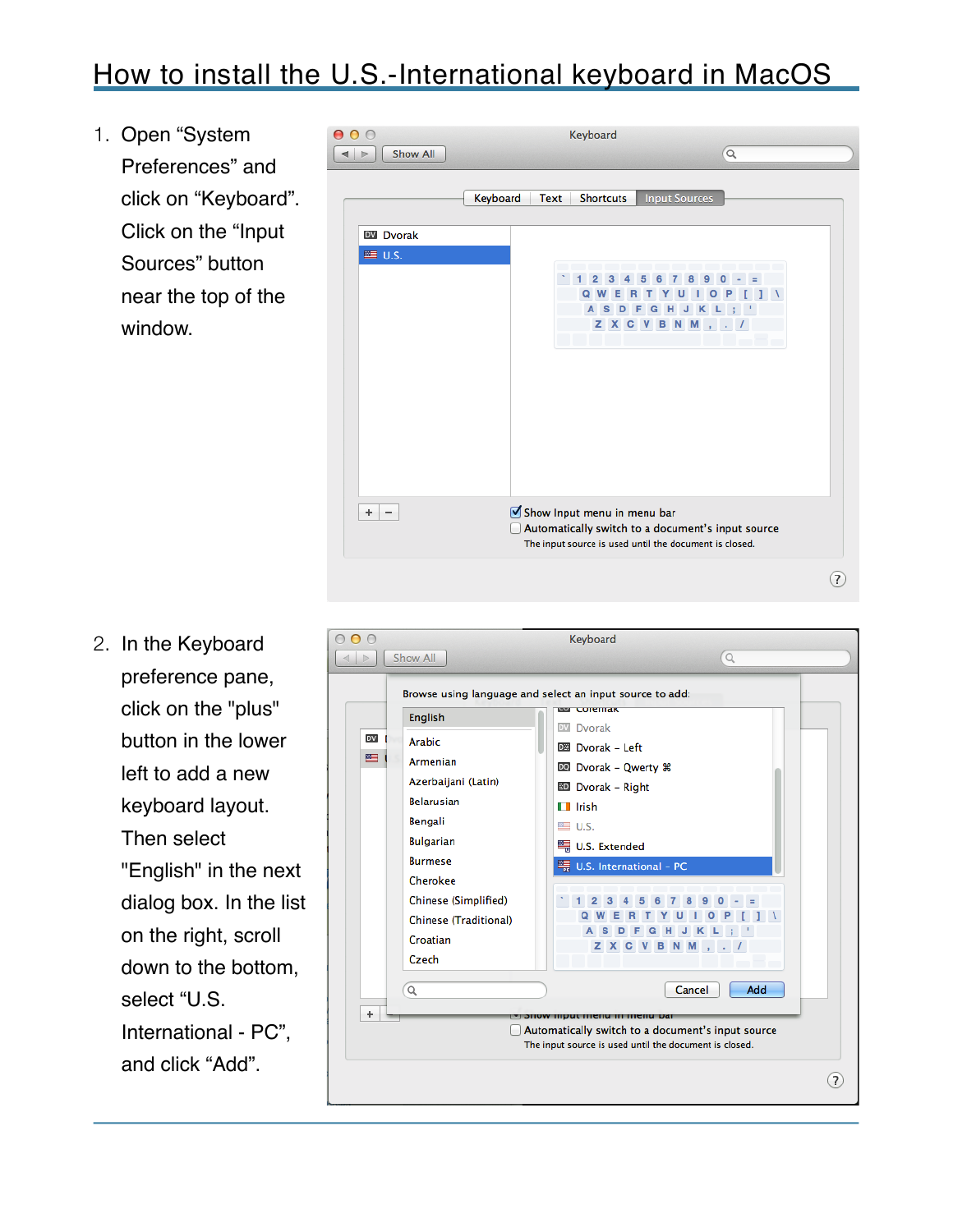# How to install the U.S.-International keyboard in MacOS

1. Open “System Preferences” and click on “Keyboard”. Click on the “Input Sources” button near the top of the window.

2. In the Keyboard preference pane, click on the "plus" button in the lower left to add a new keyboard layout. Then select "English" in the next dialog box. In the list on the right, scroll down to the bottom, select “U.S. International - PC”, and click “Add”.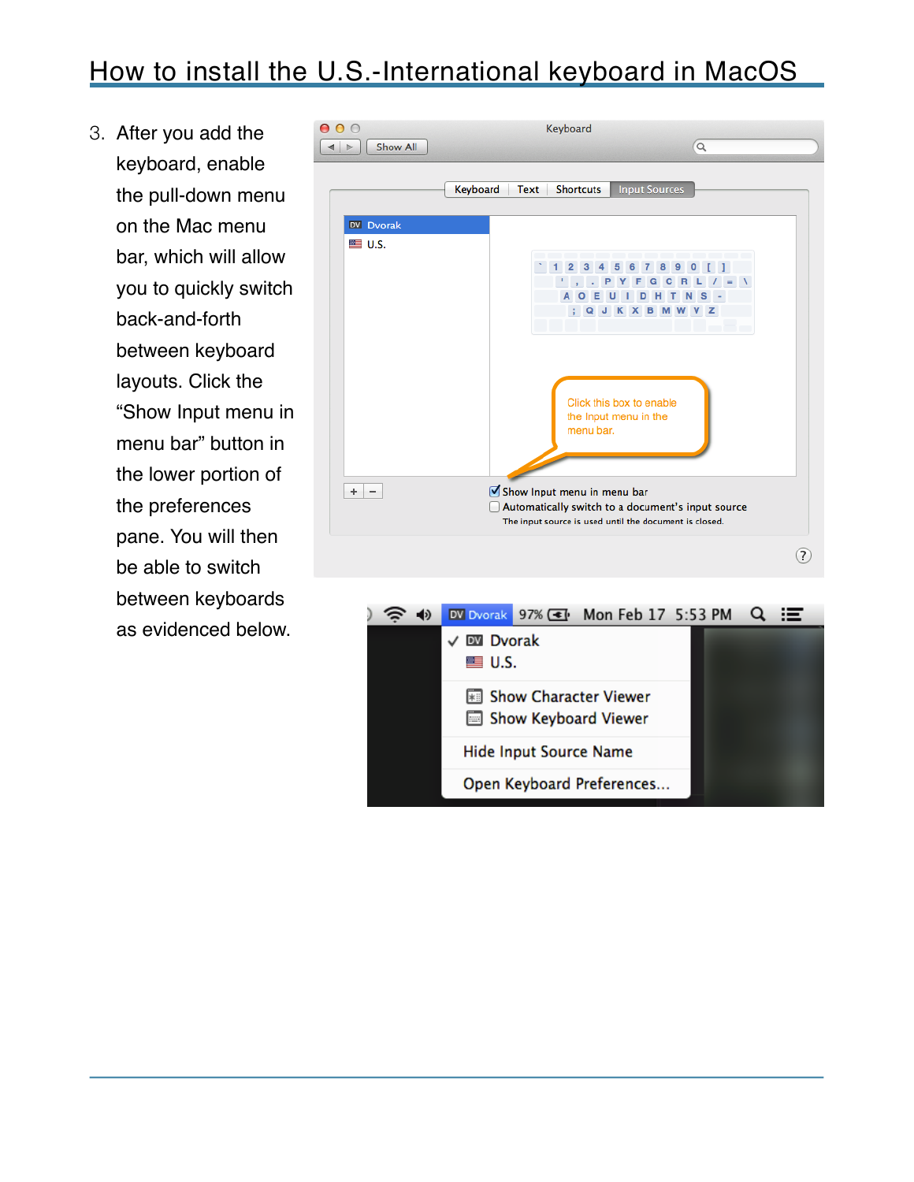# How to install the U.S.-International keyboard in MacOS

3. After you add the keyboard, enable the pull-down menu on the Mac menu bar, which will allow you to quickly switch back-and-forth between keyboard layouts. Click the “Show Input menu in menu bar” button in the lower portion of the preferences pane. You will then be able to switch between keyboards as evidenced below.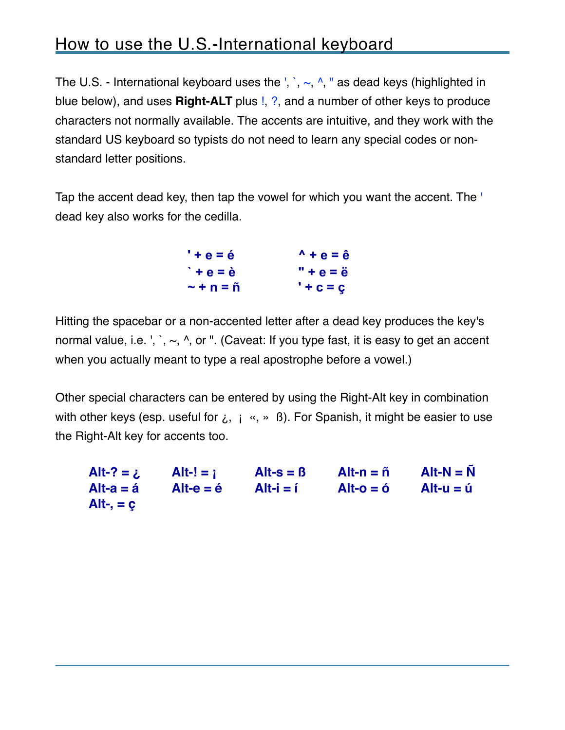## How to use the U.S.-International keyboard

The U.S. - International keyboard uses the ', `, ~, ^, " as dead keys (highlighted in blue below), and uses **Right-ALT** plus !, ?, and a number of other keys to produce characters not normally available. The accents are intuitive, and they work with the standard US keyboard so typists do not need to learn any special codes or non-standard letter positions.

Tap the accent dead key, then tap the vowel for which you want the accent. The ' dead key also works for the cedilla.

| | |
|---|---|
| **' + e = é** | **^ + e = ê** |
| **` + e = è** | **" + e = ë** |
| **~ + n = ñ** | **' + c = ç** |

Hitting the spacebar or a non-accented letter after a dead key produces the key's normal value, i.e. ', `, ~, ^, or ". (Caveat: If you type fast, it is easy to get an accent when you actually meant to type a real apostrophe before a vowel.)

Other special characters can be entered by using the Right-Alt key in combination with other keys (esp. useful for ¿, ¡ «, » ß). For Spanish, it might be easier to use the Right-Alt key for accents too.

| | | | | |
|---|---|---|---|---|
| **Alt-? = ¿** | **Alt-! = ¡** | **Alt-s = ß** | **Alt-n = ñ** | **Alt-N = Ñ** |
| **Alt-a = á** | **Alt-e = é** | **Alt-i = í** | **Alt-o = ó** | **Alt-u = ú** |
| **Alt-, = ç** | | | | |